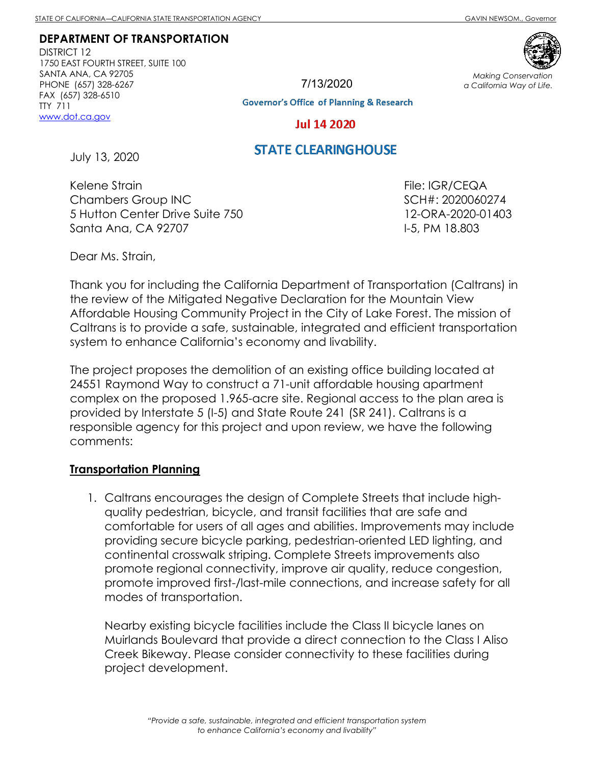STATE OF CALIFORNIA—CALIFORNIA STATE TRANSPORTATION AGENCY GAVIN NEWSOM., Governor

**DEPARTMENT OF TRANSPORTATION**
DISTRICT 12
1750 EAST FOURTH STREET, SUITE 100
SANTA ANA, CA 92705
PHONE (657) 328-6267
FAX (657) 328-6510
TTY 711
www.dot.ca.gov

*Making Conservation a California Way of Life.*

7/13/2020

Governor's Office of Planning & Research

Jul 14 2020

STATE CLEARINGHOUSE

July 13, 2020

Kelene Strain
Chambers Group INC
5 Hutton Center Drive Suite 750
Santa Ana, CA 92707

File: IGR/CEQA
SCH#: 2020060274
12-ORA-2020-01403
I-5, PM 18.803

Dear Ms. Strain,

Thank you for including the California Department of Transportation (Caltrans) in the review of the Mitigated Negative Declaration for the Mountain View Affordable Housing Community Project in the City of Lake Forest. The mission of Caltrans is to provide a safe, sustainable, integrated and efficient transportation system to enhance California's economy and livability.

The project proposes the demolition of an existing office building located at 24551 Raymond Way to construct a 71-unit affordable housing apartment complex on the proposed 1.965-acre site. Regional access to the plan area is provided by Interstate 5 (I-5) and State Route 241 (SR 241). Caltrans is a responsible agency for this project and upon review, we have the following comments:

**Transportation Planning**

1. Caltrans encourages the design of Complete Streets that include high-quality pedestrian, bicycle, and transit facilities that are safe and comfortable for users of all ages and abilities. Improvements may include providing secure bicycle parking, pedestrian-oriented LED lighting, and continental crosswalk striping. Complete Streets improvements also promote regional connectivity, improve air quality, reduce congestion, promote improved first-/last-mile connections, and increase safety for all modes of transportation.

   Nearby existing bicycle facilities include the Class II bicycle lanes on Muirlands Boulevard that provide a direct connection to the Class I Aliso Creek Bikeway. Please consider connectivity to these facilities during project development.

*"Provide a safe, sustainable, integrated and efficient transportation system to enhance California's economy and livability"*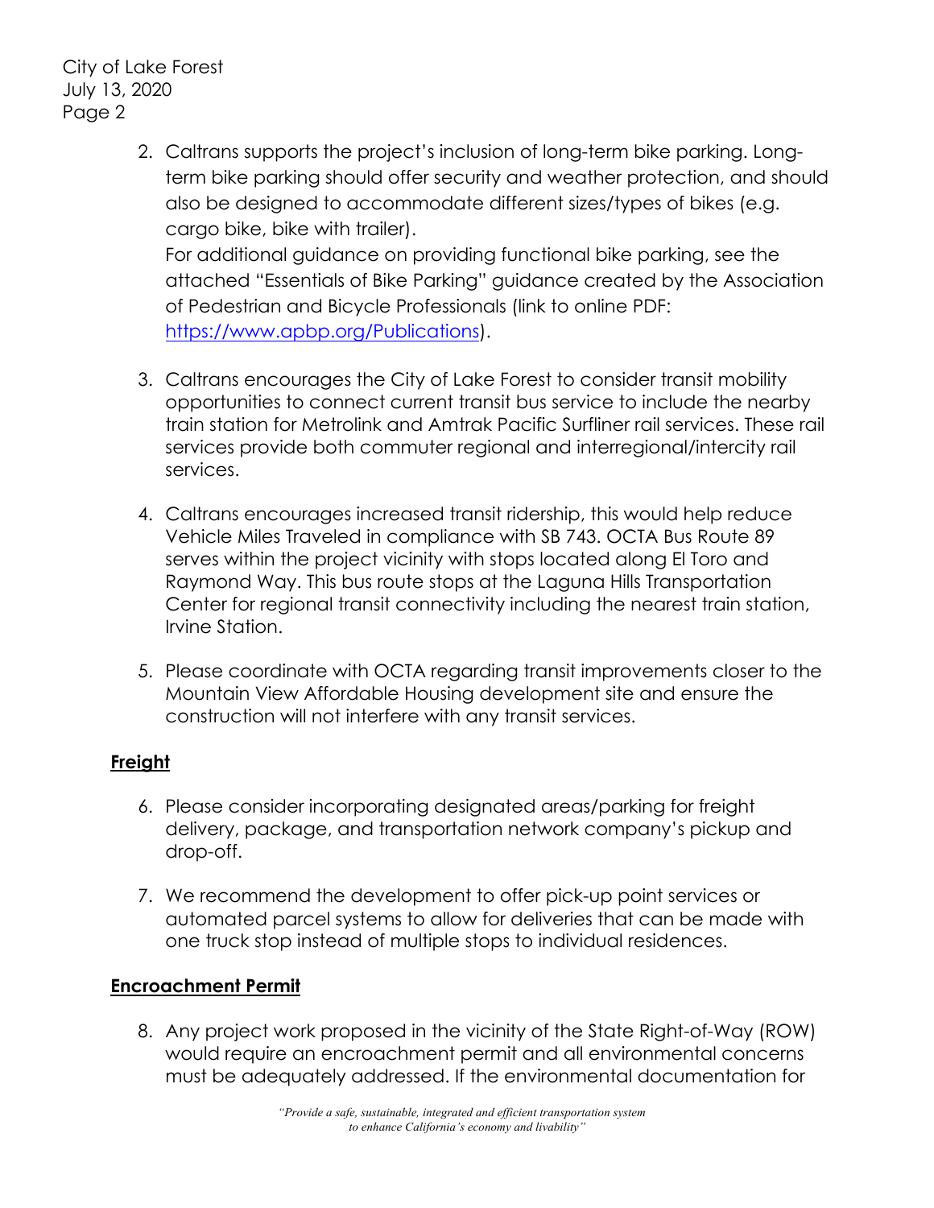2. Caltrans supports the project's inclusion of long-term bike parking. Long-term bike parking should offer security and weather protection, and should also be designed to accommodate different sizes/types of bikes (e.g. cargo bike, bike with trailer).
   For additional guidance on providing functional bike parking, see the attached "Essentials of Bike Parking" guidance created by the Association of Pedestrian and Bicycle Professionals (link to online PDF: https://www.apbp.org/Publications).

3. Caltrans encourages the City of Lake Forest to consider transit mobility opportunities to connect current transit bus service to include the nearby train station for Metrolink and Amtrak Pacific Surfliner rail services. These rail services provide both commuter regional and interregional/intercity rail services.

4. Caltrans encourages increased transit ridership, this would help reduce Vehicle Miles Traveled in compliance with SB 743. OCTA Bus Route 89 serves within the project vicinity with stops located along El Toro and Raymond Way. This bus route stops at the Laguna Hills Transportation Center for regional transit connectivity including the nearest train station, Irvine Station.

5. Please coordinate with OCTA regarding transit improvements closer to the Mountain View Affordable Housing development site and ensure the construction will not interfere with any transit services.

**Freight**

6. Please consider incorporating designated areas/parking for freight delivery, package, and transportation network company's pickup and drop-off.

7. We recommend the development to offer pick-up point services or automated parcel systems to allow for deliveries that can be made with one truck stop instead of multiple stops to individual residences.

**Encroachment Permit**

8. Any project work proposed in the vicinity of the State Right-of-Way (ROW) would require an encroachment permit and all environmental concerns must be adequately addressed. If the environmental documentation for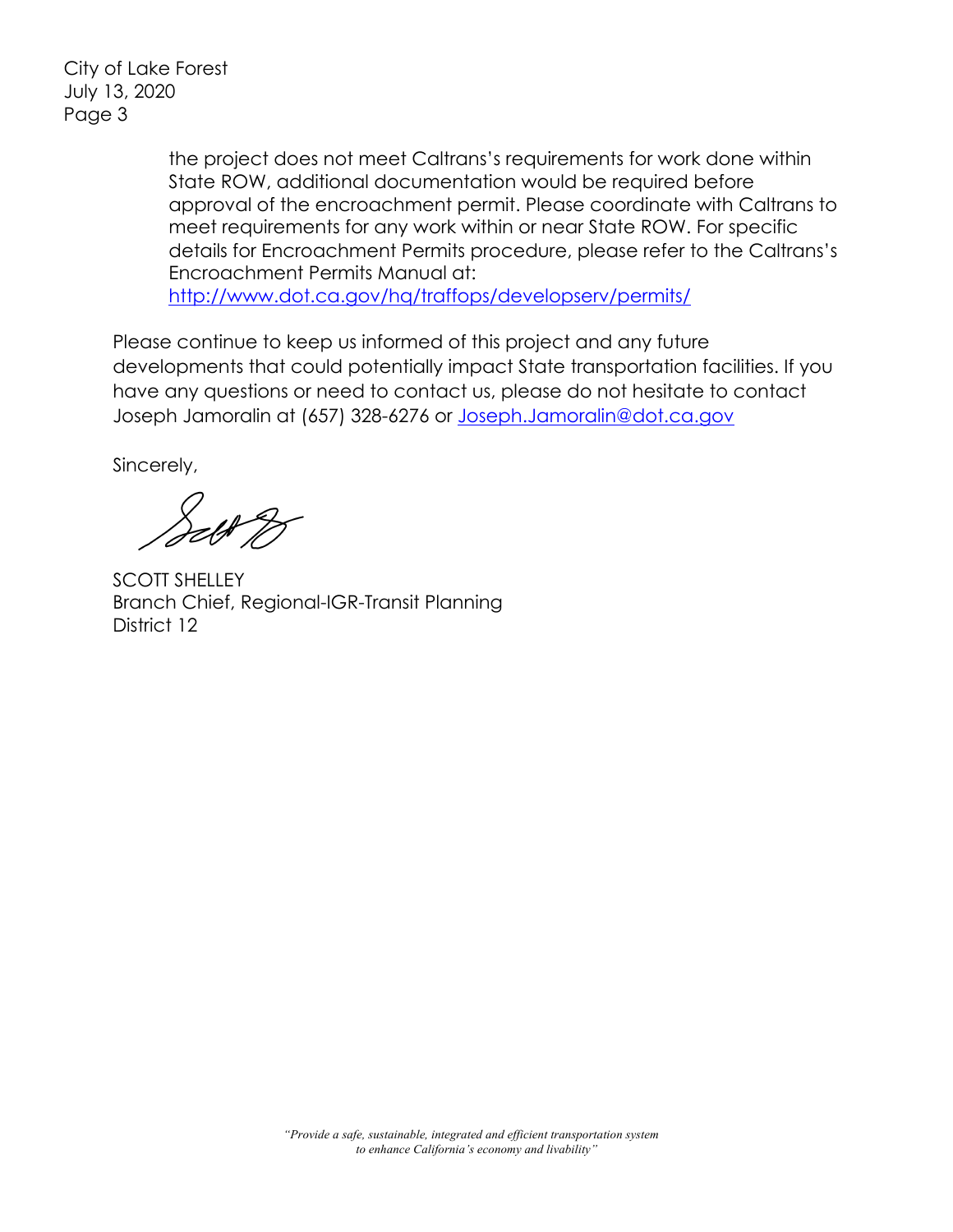the project does not meet Caltrans's requirements for work done within State ROW, additional documentation would be required before approval of the encroachment permit. Please coordinate with Caltrans to meet requirements for any work within or near State ROW. For specific details for Encroachment Permits procedure, please refer to the Caltrans's Encroachment Permits Manual at: http://www.dot.ca.gov/hq/traffops/developserv/permits/

Please continue to keep us informed of this project and any future developments that could potentially impact State transportation facilities. If you have any questions or need to contact us, please do not hesitate to contact Joseph Jamoralin at (657) 328-6276 or Joseph.Jamoralin@dot.ca.gov

Sincerely,

SCOTT SHELLEY
Branch Chief, Regional-IGR-Transit Planning
District 12